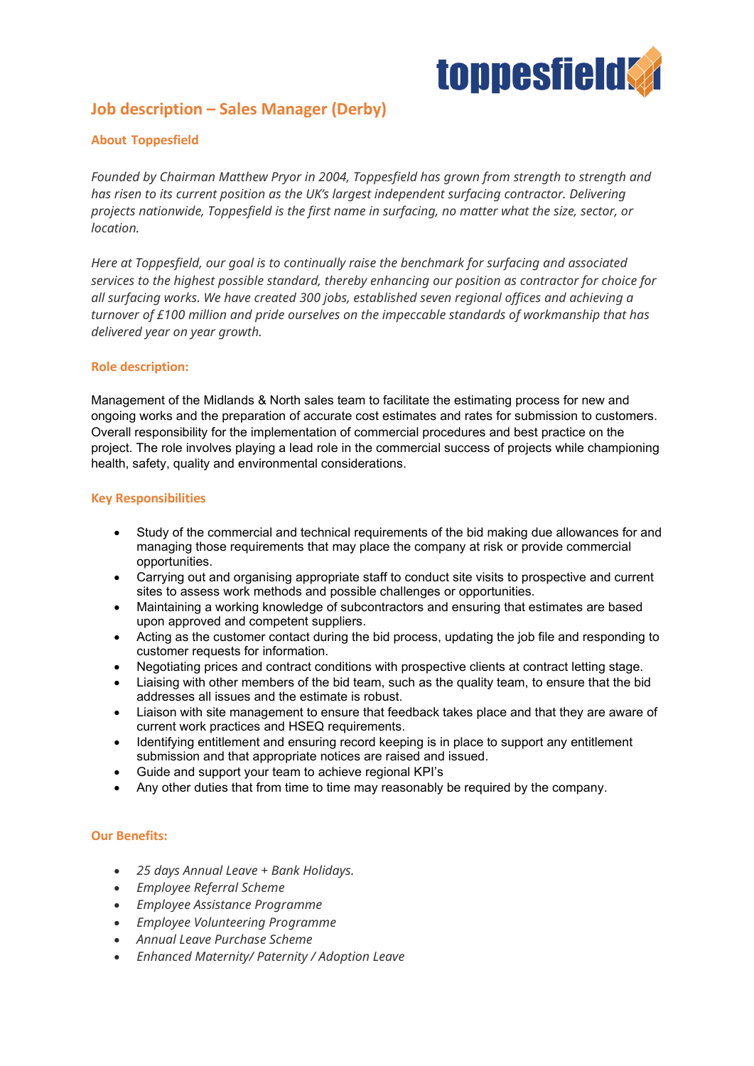toppesfield

# Job description – Sales Manager (Derby)

## About Toppesfield

*Founded by Chairman Matthew Pryor in 2004, Toppesfield has grown from strength to strength and has risen to its current position as the UK's largest independent surfacing contractor. Delivering projects nationwide, Toppesfield is the first name in surfacing, no matter what the size, sector, or location.*

*Here at Toppesfield, our goal is to continually raise the benchmark for surfacing and associated services to the highest possible standard, thereby enhancing our position as contractor for choice for all surfacing works. We have created 300 jobs, established seven regional offices and achieving a turnover of £100 million and pride ourselves on the impeccable standards of workmanship that has delivered year on year growth.*

## Role description:

Management of the Midlands & North sales team to facilitate the estimating process for new and ongoing works and the preparation of accurate cost estimates and rates for submission to customers. Overall responsibility for the implementation of commercial procedures and best practice on the project. The role involves playing a lead role in the commercial success of projects while championing health, safety, quality and environmental considerations.

## Key Responsibilities

- Study of the commercial and technical requirements of the bid making due allowances for and managing those requirements that may place the company at risk or provide commercial opportunities.
- Carrying out and organising appropriate staff to conduct site visits to prospective and current sites to assess work methods and possible challenges or opportunities.
- Maintaining a working knowledge of subcontractors and ensuring that estimates are based upon approved and competent suppliers.
- Acting as the customer contact during the bid process, updating the job file and responding to customer requests for information.
- Negotiating prices and contract conditions with prospective clients at contract letting stage.
- Liaising with other members of the bid team, such as the quality team, to ensure that the bid addresses all issues and the estimate is robust.
- Liaison with site management to ensure that feedback takes place and that they are aware of current work practices and HSEQ requirements.
- Identifying entitlement and ensuring record keeping is in place to support any entitlement submission and that appropriate notices are raised and issued.
- Guide and support your team to achieve regional KPI's
- Any other duties that from time to time may reasonably be required by the company.

## Our Benefits:

- *25 days Annual Leave + Bank Holidays.*
- *Employee Referral Scheme*
- *Employee Assistance Programme*
- *Employee Volunteering Programme*
- *Annual Leave Purchase Scheme*
- *Enhanced Maternity/ Paternity / Adoption Leave*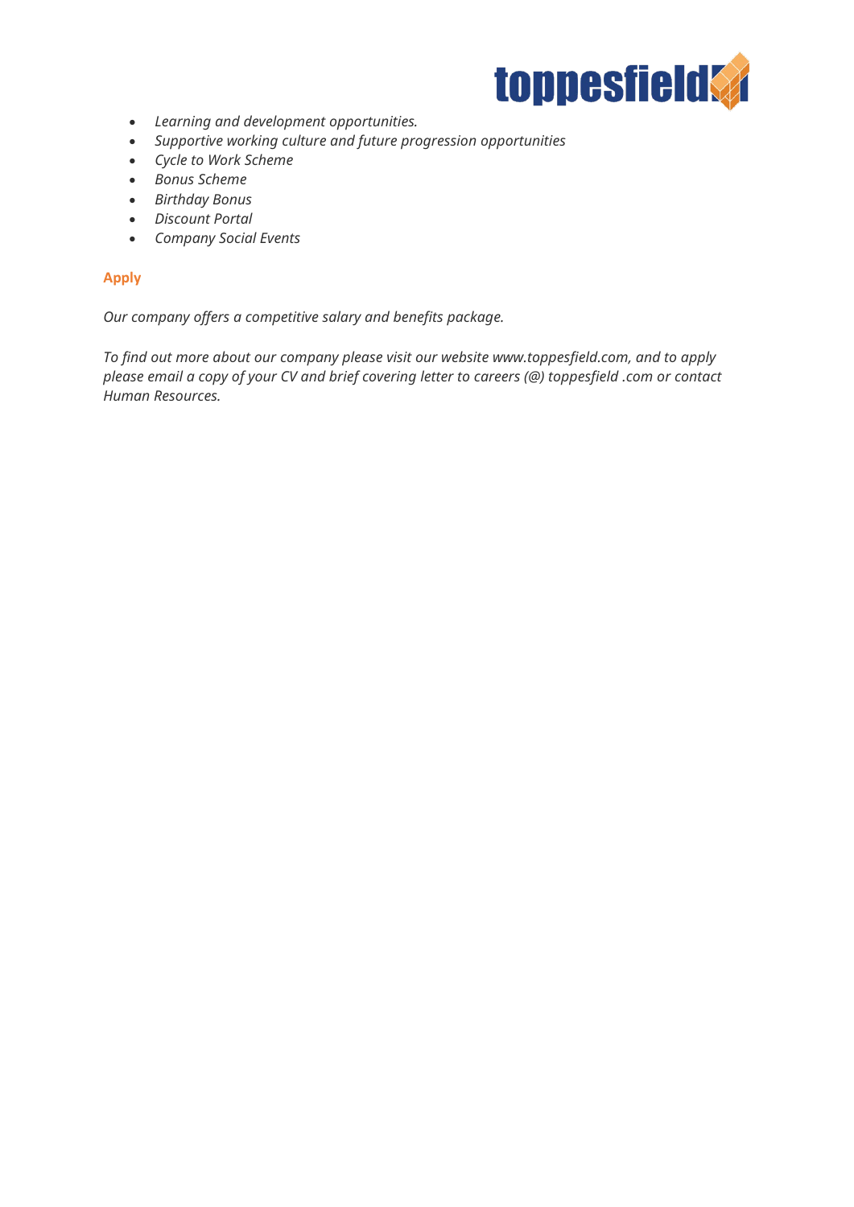- *Learning and development opportunities.*
- *Supportive working culture and future progression opportunities*
- *Cycle to Work Scheme*
- *Bonus Scheme*
- *Birthday Bonus*
- *Discount Portal*
- *Company Social Events*

## Apply

*Our company offers a competitive salary and benefits package.*

*To find out more about our company please visit our website www.toppesfield.com, and to apply please email a copy of your CV and brief covering letter to careers (@) toppesfield .com or contact Human Resources.*